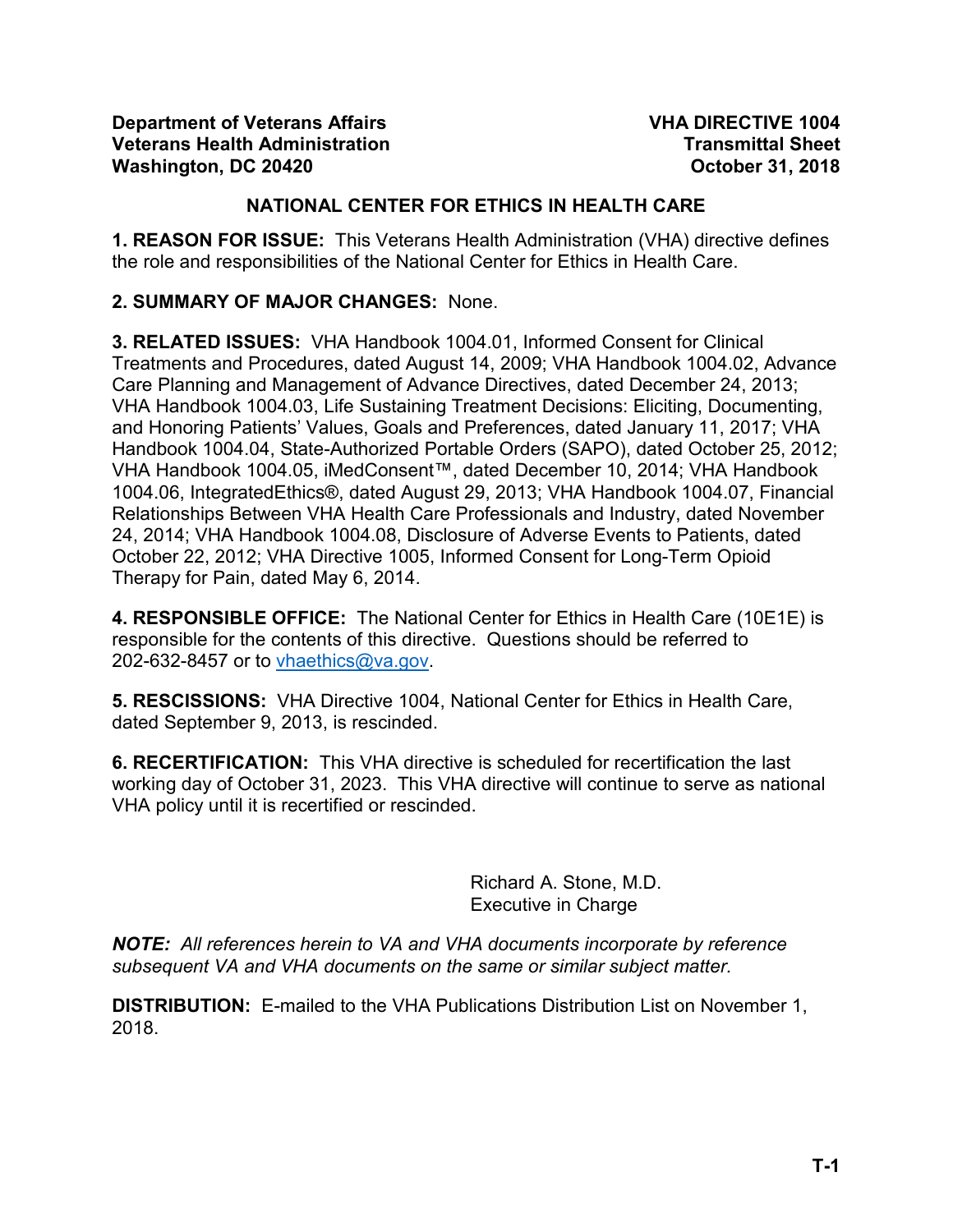**Department of Veterans Affairs**
**Veterans Health Administration**
**Washington, DC 20420**

**VHA DIRECTIVE 1004**
**Transmittal Sheet**
**October 31, 2018**

## NATIONAL CENTER FOR ETHICS IN HEALTH CARE

**1. REASON FOR ISSUE:** This Veterans Health Administration (VHA) directive defines the role and responsibilities of the National Center for Ethics in Health Care.

**2. SUMMARY OF MAJOR CHANGES:** None.

**3. RELATED ISSUES:** VHA Handbook 1004.01, Informed Consent for Clinical Treatments and Procedures, dated August 14, 2009; VHA Handbook 1004.02, Advance Care Planning and Management of Advance Directives, dated December 24, 2013; VHA Handbook 1004.03, Life Sustaining Treatment Decisions: Eliciting, Documenting, and Honoring Patients' Values, Goals and Preferences, dated January 11, 2017; VHA Handbook 1004.04, State-Authorized Portable Orders (SAPO), dated October 25, 2012; VHA Handbook 1004.05, iMedConsent™, dated December 10, 2014; VHA Handbook 1004.06, IntegratedEthics®, dated August 29, 2013; VHA Handbook 1004.07, Financial Relationships Between VHA Health Care Professionals and Industry, dated November 24, 2014; VHA Handbook 1004.08, Disclosure of Adverse Events to Patients, dated October 22, 2012; VHA Directive 1005, Informed Consent for Long-Term Opioid Therapy for Pain, dated May 6, 2014.

**4. RESPONSIBLE OFFICE:** The National Center for Ethics in Health Care (10E1E) is responsible for the contents of this directive. Questions should be referred to 202-632-8457 or to vhaethics@va.gov.

**5. RESCISSIONS:** VHA Directive 1004, National Center for Ethics in Health Care, dated September 9, 2013, is rescinded.

**6. RECERTIFICATION:** This VHA directive is scheduled for recertification the last working day of October 31, 2023. This VHA directive will continue to serve as national VHA policy until it is recertified or rescinded.

Richard A. Stone, M.D.
Executive in Charge

***NOTE:** All references herein to VA and VHA documents incorporate by reference subsequent VA and VHA documents on the same or similar subject matter.*

**DISTRIBUTION:** E-mailed to the VHA Publications Distribution List on November 1, 2018.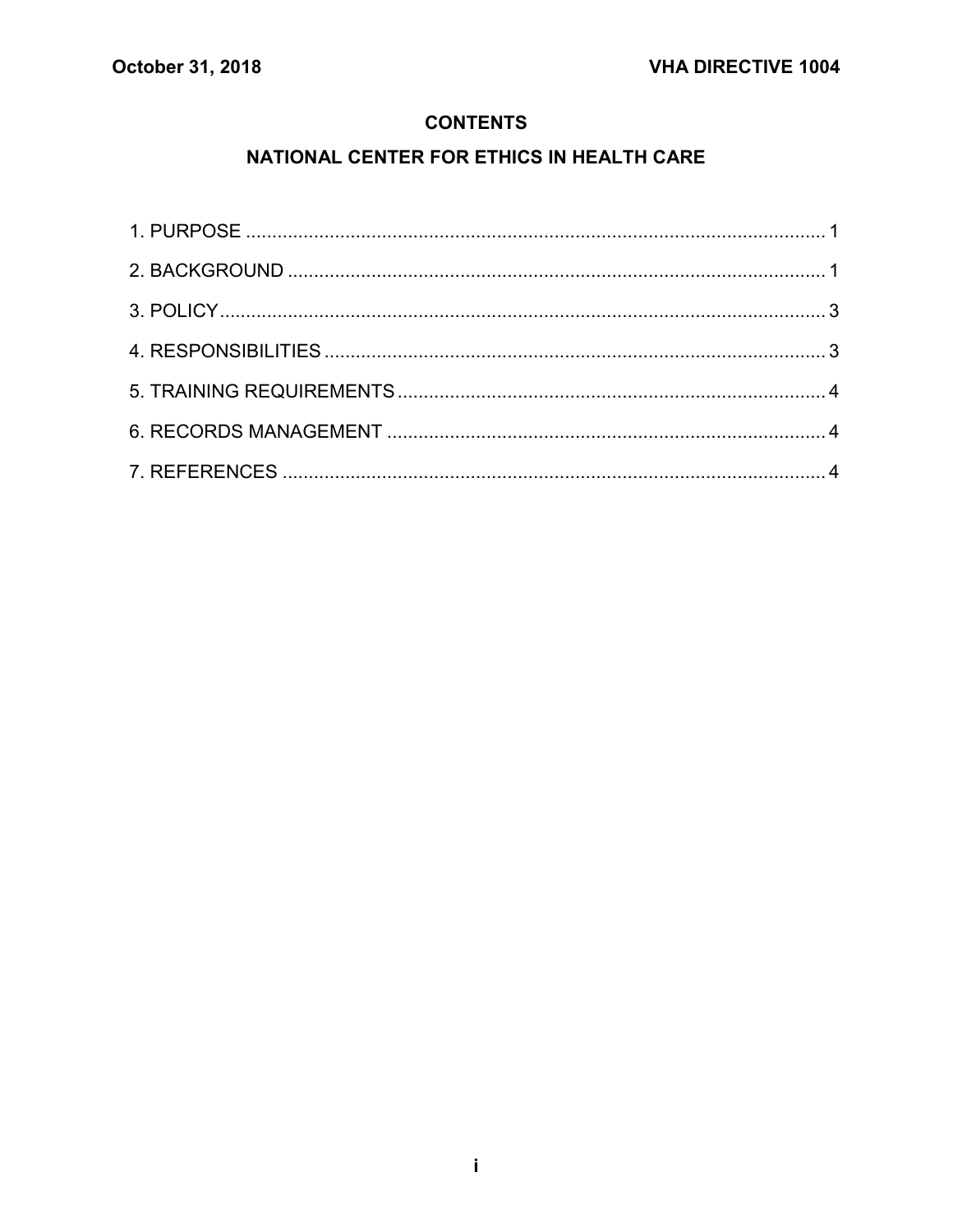## CONTENTS

## NATIONAL CENTER FOR ETHICS IN HEALTH CARE

1. PURPOSE ..... 1
2. BACKGROUND ..... 1
3. POLICY ..... 3
4. RESPONSIBILITIES ..... 3
5. TRAINING REQUIREMENTS ..... 4
6. RECORDS MANAGEMENT ..... 4
7. REFERENCES ..... 4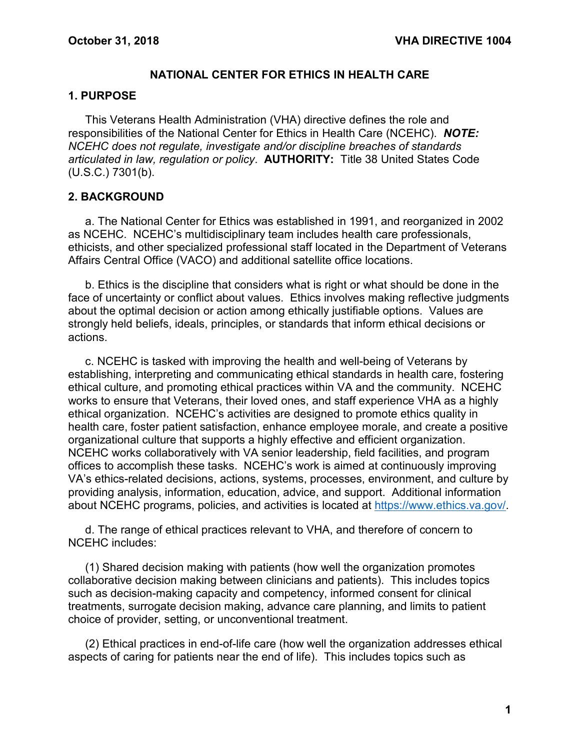# NATIONAL CENTER FOR ETHICS IN HEALTH CARE

## 1. PURPOSE

This Veterans Health Administration (VHA) directive defines the role and responsibilities of the National Center for Ethics in Health Care (NCEHC). ***NOTE:*** *NCEHC does not regulate, investigate and/or discipline breaches of standards articulated in law, regulation or policy*. **AUTHORITY:** Title 38 United States Code (U.S.C.) 7301(b).

## 2. BACKGROUND

a. The National Center for Ethics was established in 1991, and reorganized in 2002 as NCEHC. NCEHC's multidisciplinary team includes health care professionals, ethicists, and other specialized professional staff located in the Department of Veterans Affairs Central Office (VACO) and additional satellite office locations.

b. Ethics is the discipline that considers what is right or what should be done in the face of uncertainty or conflict about values. Ethics involves making reflective judgments about the optimal decision or action among ethically justifiable options. Values are strongly held beliefs, ideals, principles, or standards that inform ethical decisions or actions.

c. NCEHC is tasked with improving the health and well-being of Veterans by establishing, interpreting and communicating ethical standards in health care, fostering ethical culture, and promoting ethical practices within VA and the community. NCEHC works to ensure that Veterans, their loved ones, and staff experience VHA as a highly ethical organization. NCEHC's activities are designed to promote ethics quality in health care, foster patient satisfaction, enhance employee morale, and create a positive organizational culture that supports a highly effective and efficient organization. NCEHC works collaboratively with VA senior leadership, field facilities, and program offices to accomplish these tasks. NCEHC's work is aimed at continuously improving VA's ethics-related decisions, actions, systems, processes, environment, and culture by providing analysis, information, education, advice, and support. Additional information about NCEHC programs, policies, and activities is located at https://www.ethics.va.gov/.

d. The range of ethical practices relevant to VHA, and therefore of concern to NCEHC includes:

(1) Shared decision making with patients (how well the organization promotes collaborative decision making between clinicians and patients). This includes topics such as decision-making capacity and competency, informed consent for clinical treatments, surrogate decision making, advance care planning, and limits to patient choice of provider, setting, or unconventional treatment.

(2) Ethical practices in end-of-life care (how well the organization addresses ethical aspects of caring for patients near the end of life). This includes topics such as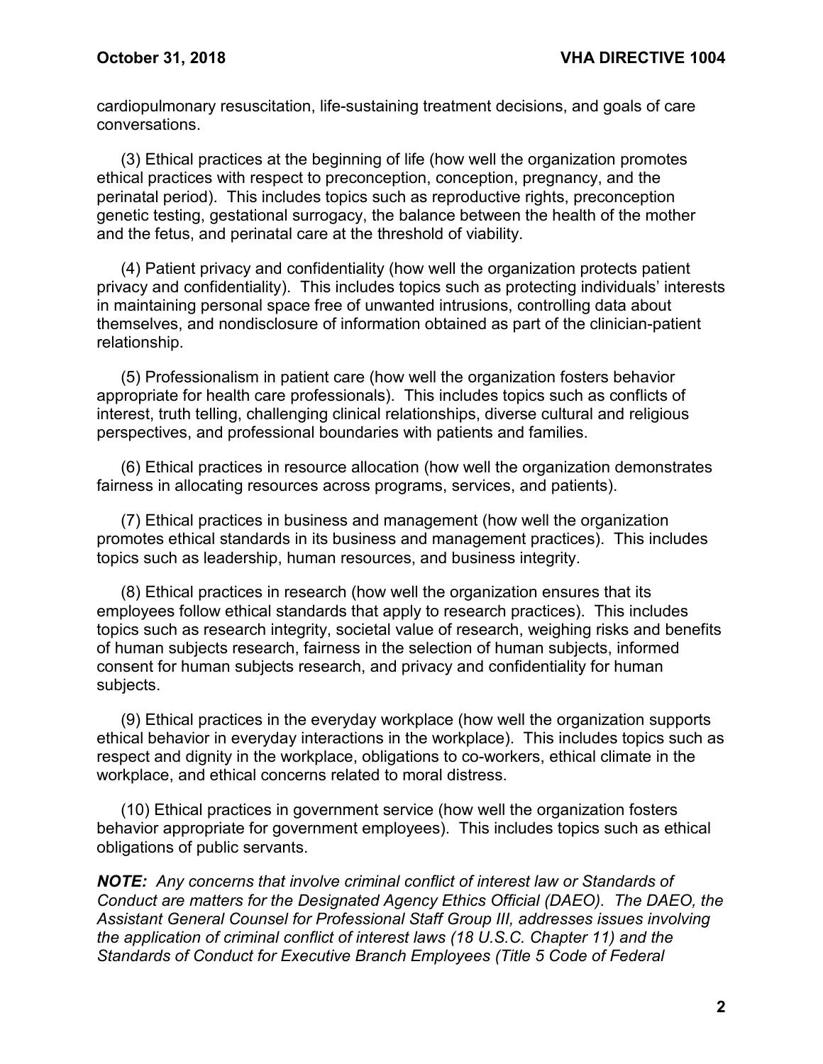cardiopulmonary resuscitation, life-sustaining treatment decisions, and goals of care conversations.

(3) Ethical practices at the beginning of life (how well the organization promotes ethical practices with respect to preconception, conception, pregnancy, and the perinatal period). This includes topics such as reproductive rights, preconception genetic testing, gestational surrogacy, the balance between the health of the mother and the fetus, and perinatal care at the threshold of viability.

(4) Patient privacy and confidentiality (how well the organization protects patient privacy and confidentiality). This includes topics such as protecting individuals' interests in maintaining personal space free of unwanted intrusions, controlling data about themselves, and nondisclosure of information obtained as part of the clinician-patient relationship.

(5) Professionalism in patient care (how well the organization fosters behavior appropriate for health care professionals). This includes topics such as conflicts of interest, truth telling, challenging clinical relationships, diverse cultural and religious perspectives, and professional boundaries with patients and families.

(6) Ethical practices in resource allocation (how well the organization demonstrates fairness in allocating resources across programs, services, and patients).

(7) Ethical practices in business and management (how well the organization promotes ethical standards in its business and management practices). This includes topics such as leadership, human resources, and business integrity.

(8) Ethical practices in research (how well the organization ensures that its employees follow ethical standards that apply to research practices). This includes topics such as research integrity, societal value of research, weighing risks and benefits of human subjects research, fairness in the selection of human subjects, informed consent for human subjects research, and privacy and confidentiality for human subjects.

(9) Ethical practices in the everyday workplace (how well the organization supports ethical behavior in everyday interactions in the workplace). This includes topics such as respect and dignity in the workplace, obligations to co-workers, ethical climate in the workplace, and ethical concerns related to moral distress.

(10) Ethical practices in government service (how well the organization fosters behavior appropriate for government employees). This includes topics such as ethical obligations of public servants.

***NOTE:*** *Any concerns that involve criminal conflict of interest law or Standards of Conduct are matters for the Designated Agency Ethics Official (DAEO). The DAEO, the Assistant General Counsel for Professional Staff Group III, addresses issues involving the application of criminal conflict of interest laws (18 U.S.C. Chapter 11) and the Standards of Conduct for Executive Branch Employees (Title 5 Code of Federal*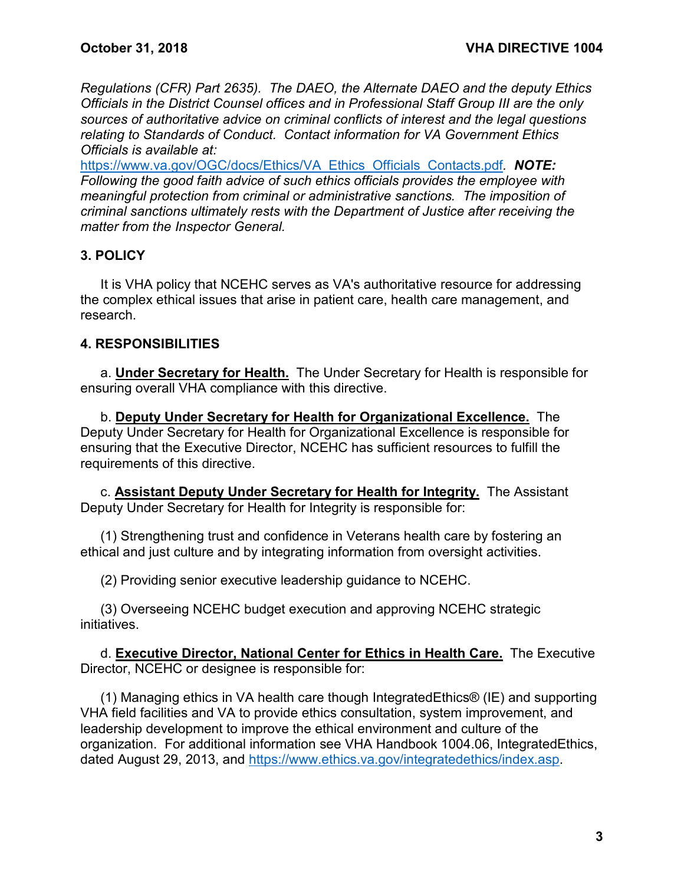*Regulations (CFR) Part 2635). The DAEO, the Alternate DAEO and the deputy Ethics Officials in the District Counsel offices and in Professional Staff Group III are the only sources of authoritative advice on criminal conflicts of interest and the legal questions relating to Standards of Conduct. Contact information for VA Government Ethics Officials is available at:* https://www.va.gov/OGC/docs/Ethics/VA_Ethics_Officials_Contacts.pdf. ***NOTE:*** *Following the good faith advice of such ethics officials provides the employee with meaningful protection from criminal or administrative sanctions. The imposition of criminal sanctions ultimately rests with the Department of Justice after receiving the matter from the Inspector General.*

## 3. POLICY

It is VHA policy that NCEHC serves as VA's authoritative resource for addressing the complex ethical issues that arise in patient care, health care management, and research.

## 4. RESPONSIBILITIES

a. **Under Secretary for Health.** The Under Secretary for Health is responsible for ensuring overall VHA compliance with this directive.

b. **Deputy Under Secretary for Health for Organizational Excellence.** The Deputy Under Secretary for Health for Organizational Excellence is responsible for ensuring that the Executive Director, NCEHC has sufficient resources to fulfill the requirements of this directive.

c. **Assistant Deputy Under Secretary for Health for Integrity.** The Assistant Deputy Under Secretary for Health for Integrity is responsible for:

(1) Strengthening trust and confidence in Veterans health care by fostering an ethical and just culture and by integrating information from oversight activities.

(2) Providing senior executive leadership guidance to NCEHC.

(3) Overseeing NCEHC budget execution and approving NCEHC strategic initiatives.

d. **Executive Director, National Center for Ethics in Health Care.** The Executive Director, NCEHC or designee is responsible for:

(1) Managing ethics in VA health care though IntegratedEthics® (IE) and supporting VHA field facilities and VA to provide ethics consultation, system improvement, and leadership development to improve the ethical environment and culture of the organization. For additional information see VHA Handbook 1004.06, IntegratedEthics, dated August 29, 2013, and https://www.ethics.va.gov/integratedethics/index.asp.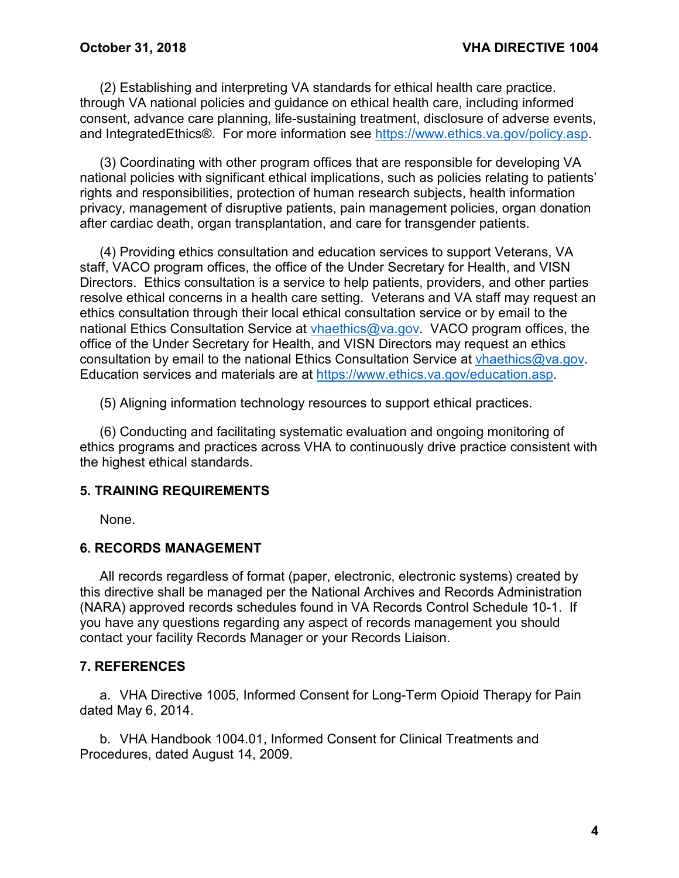(2) Establishing and interpreting VA standards for ethical health care practice. through VA national policies and guidance on ethical health care, including informed consent, advance care planning, life-sustaining treatment, disclosure of adverse events, and IntegratedEthics®. For more information see https://www.ethics.va.gov/policy.asp.

(3) Coordinating with other program offices that are responsible for developing VA national policies with significant ethical implications, such as policies relating to patients' rights and responsibilities, protection of human research subjects, health information privacy, management of disruptive patients, pain management policies, organ donation after cardiac death, organ transplantation, and care for transgender patients.

(4) Providing ethics consultation and education services to support Veterans, VA staff, VACO program offices, the office of the Under Secretary for Health, and VISN Directors. Ethics consultation is a service to help patients, providers, and other parties resolve ethical concerns in a health care setting. Veterans and VA staff may request an ethics consultation through their local ethical consultation service or by email to the national Ethics Consultation Service at vhaethics@va.gov. VACO program offices, the office of the Under Secretary for Health, and VISN Directors may request an ethics consultation by email to the national Ethics Consultation Service at vhaethics@va.gov. Education services and materials are at https://www.ethics.va.gov/education.asp.

(5) Aligning information technology resources to support ethical practices.

(6) Conducting and facilitating systematic evaluation and ongoing monitoring of ethics programs and practices across VHA to continuously drive practice consistent with the highest ethical standards.

## 5. TRAINING REQUIREMENTS

None.

## 6. RECORDS MANAGEMENT

All records regardless of format (paper, electronic, electronic systems) created by this directive shall be managed per the National Archives and Records Administration (NARA) approved records schedules found in VA Records Control Schedule 10-1. If you have any questions regarding any aspect of records management you should contact your facility Records Manager or your Records Liaison.

## 7. REFERENCES

a. VHA Directive 1005, Informed Consent for Long-Term Opioid Therapy for Pain dated May 6, 2014.

b. VHA Handbook 1004.01, Informed Consent for Clinical Treatments and Procedures, dated August 14, 2009.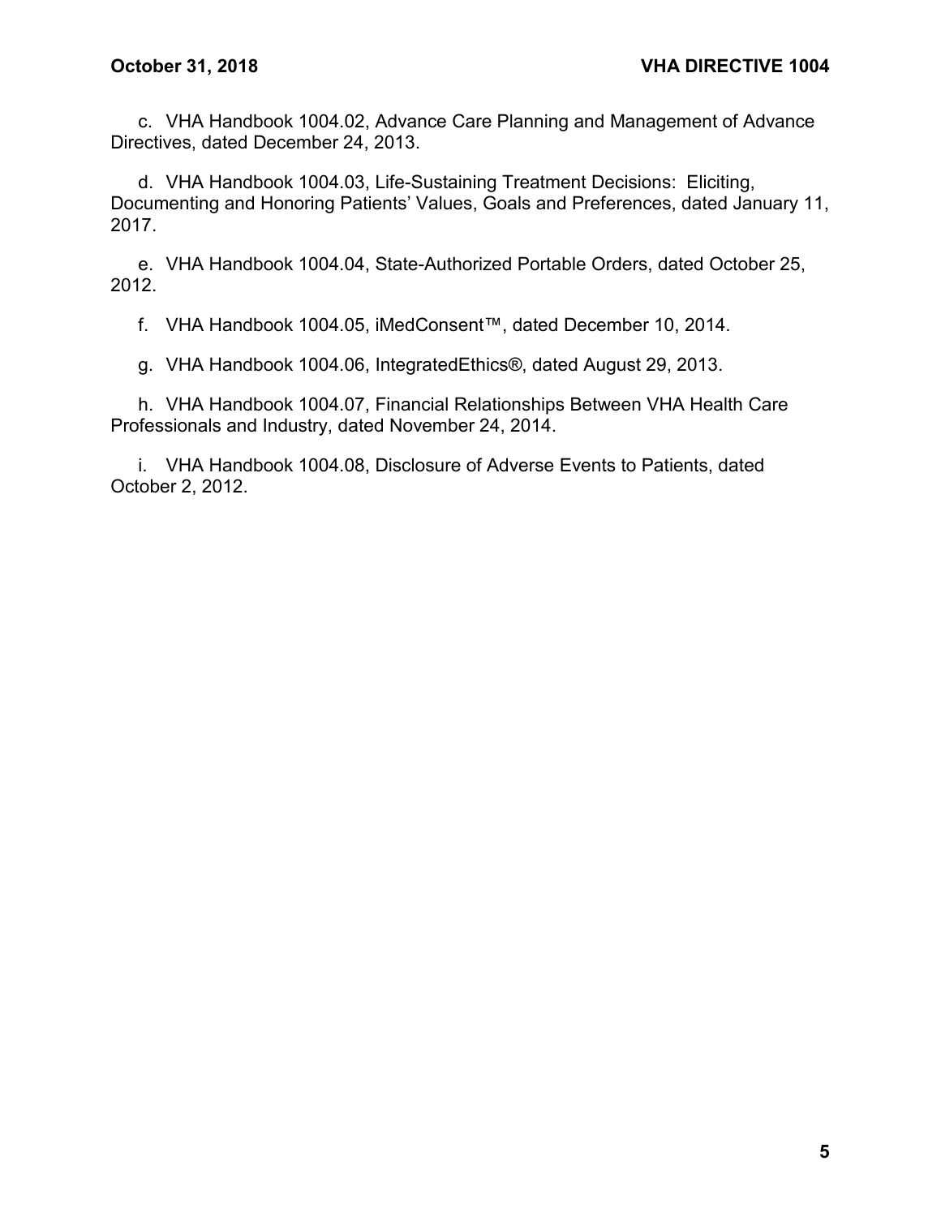c. VHA Handbook 1004.02, Advance Care Planning and Management of Advance Directives, dated December 24, 2013.

d. VHA Handbook 1004.03, Life-Sustaining Treatment Decisions: Eliciting, Documenting and Honoring Patients' Values, Goals and Preferences, dated January 11, 2017.

e. VHA Handbook 1004.04, State-Authorized Portable Orders, dated October 25, 2012.

f. VHA Handbook 1004.05, iMedConsent™, dated December 10, 2014.

g. VHA Handbook 1004.06, IntegratedEthics®, dated August 29, 2013.

h. VHA Handbook 1004.07, Financial Relationships Between VHA Health Care Professionals and Industry, dated November 24, 2014.

i. VHA Handbook 1004.08, Disclosure of Adverse Events to Patients, dated October 2, 2012.